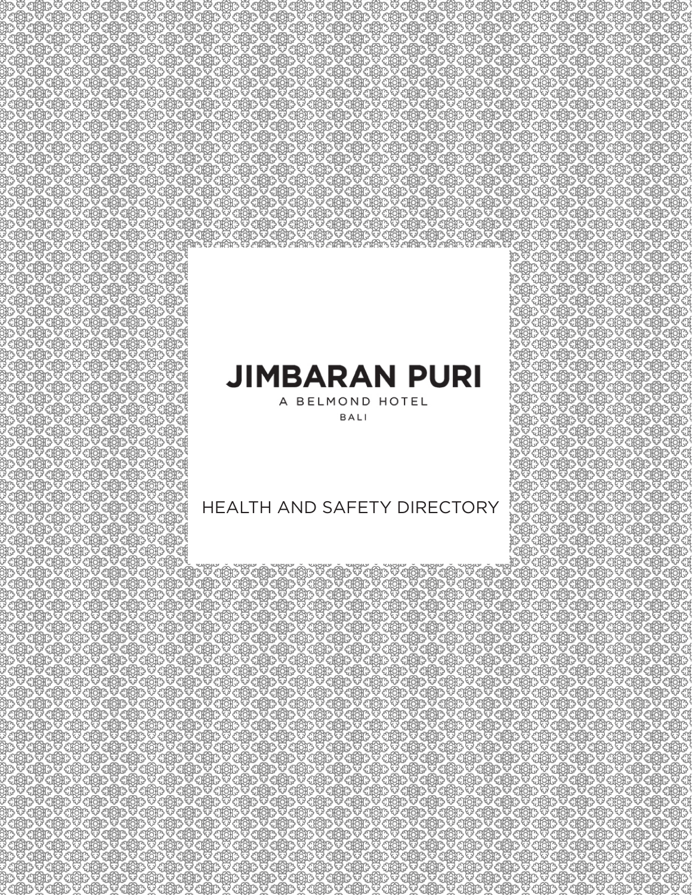# JIMBARAN PURI

A BELMOND HOTEL

BALI

HEALTH AND SAFETY DIRECTORY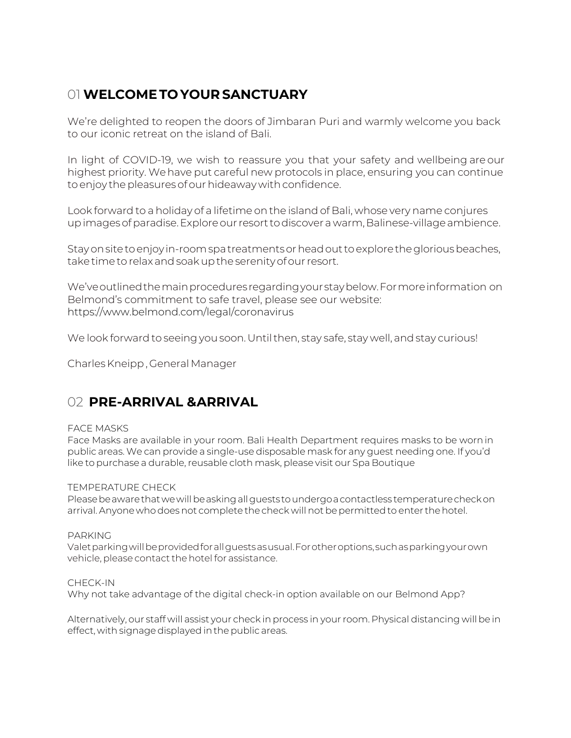## 01 **WELCOME TO YOUR SANCTUARY**

We're delighted to reopen the doors of Jimbaran Puri and warmly welcome you back to our iconic retreat on the island of Bali.

In light of COVID-19, we wish to reassure you that your safety and wellbeing are our highest priority. We have put careful new protocols in place, ensuring you can continue to enjoy the pleasures of our hideaway with confidence.

Look forward to a holiday of a lifetime on the island of Bali, whose very name conjures up images of paradise. Explore our resort to discover a warm, Balinese-village ambience.

Stay on site to enjoy in-room spa treatments or head out to explore the glorious beaches, take time to relax and soak up the serenity of our resort.

We've outlined the main procedures regarding your stay below. For more information on Belmond's commitment to safe travel, please see our website: https://www.belmond.com/legal/coronavirus

We look forward to seeing you soon. Until then, stay safe, stay well, and stay curious!

Charles Kneipp , General Manager

## 02 **PRE-ARRIVAL &ARRIVAL**

FACE MASKS

Face Masks are available in your room. Bali Health Department requires masks to be worn in public areas. We can provide a single-use disposable mask for any guest needing one. If you'd like to purchase a durable, reusable cloth mask, please visit our Spa Boutique

TEMPERATURE CHECK

Please be aware that we will be asking all guests to undergo a contactless temperature check on arrival. Anyone who does not complete the check will not be permitted to enter the hotel.

PARKING

Valet parking will be provided for all guests as usual. For other options, such as parking your own vehicle, please contact the hotel for assistance.

CHECK-IN

Why not take advantage of the digital check-in option available on our Belmond App?

Alternatively, our staff will assist your check in process in your room. Physical distancing will be in effect, with signage displayed in the public areas.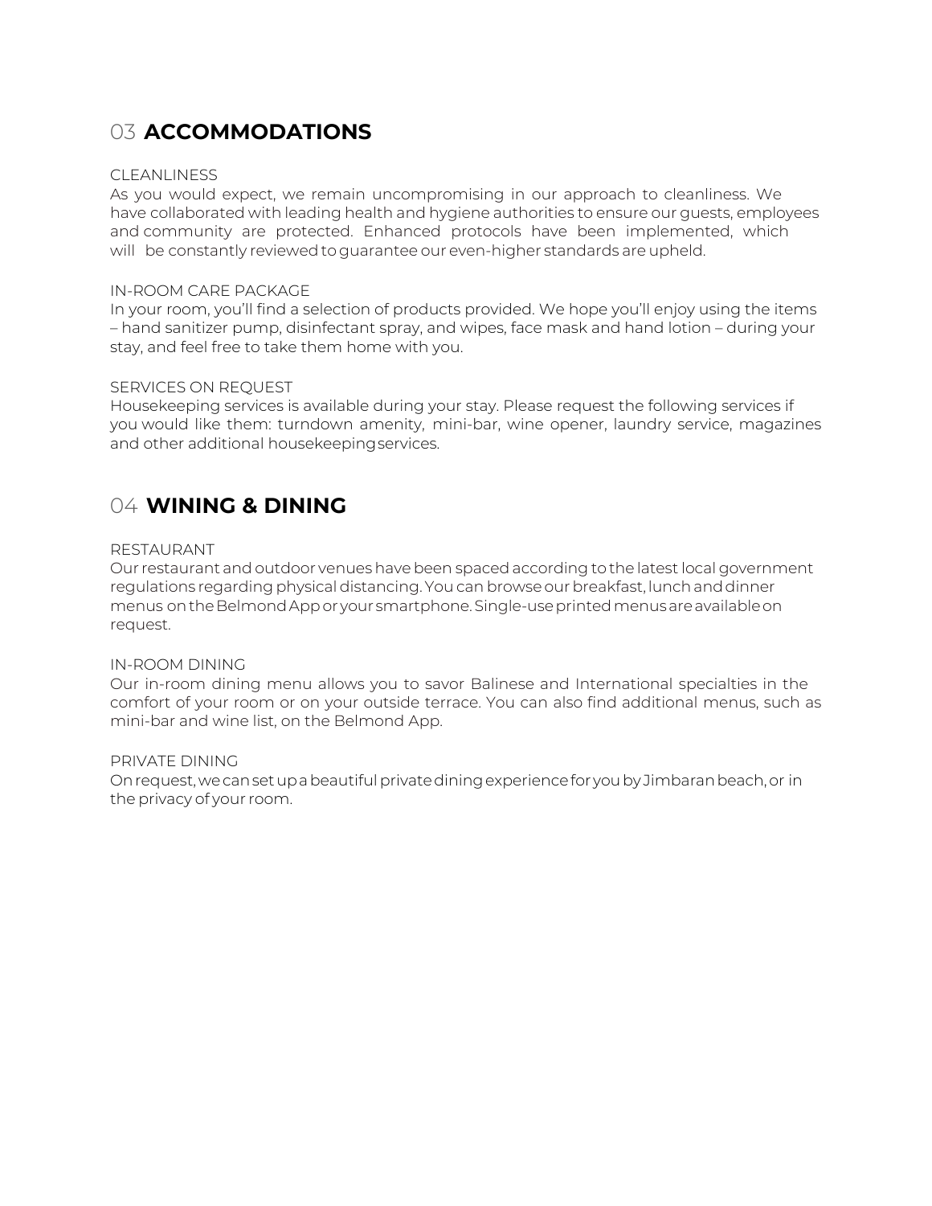## 03 **ACCOMMODATIONS**

CLEANLINESS

As you would expect, we remain uncompromising in our approach to cleanliness. We have collaborated with leading health and hygiene authorities to ensure our guests, employees and community are protected. Enhanced protocols have been implemented, which will be constantly reviewed to guarantee our even-higher standards are upheld.

IN-ROOM CARE PACKAGE

In your room, you'll find a selection of products provided. We hope you'll enjoy using the items – hand sanitizer pump, disinfectant spray, and wipes, face mask and hand lotion – during your stay, and feel free to take them home with you.

SERVICES ON REQUEST

Housekeeping services is available during your stay. Please request the following services if you would like them: turndown amenity, mini-bar, wine opener, laundry service, magazines and other additional housekeeping services.

## 04 **WINING & DINING**

RESTAURANT

Our restaurant and outdoor venues have been spaced according to the latest local government regulations regarding physical distancing. You can browse our breakfast, lunch and dinner menus on the Belmond App or your smartphone. Single-use printed menus are available on request.

IN-ROOM DINING

Our in-room dining menu allows you to savor Balinese and International specialties in the comfort of your room or on your outside terrace. You can also find additional menus, such as mini-bar and wine list, on the Belmond App.

PRIVATE DINING

On request, we can set up a beautiful private dining experience for you by Jimbaran beach, or in the privacy of your room.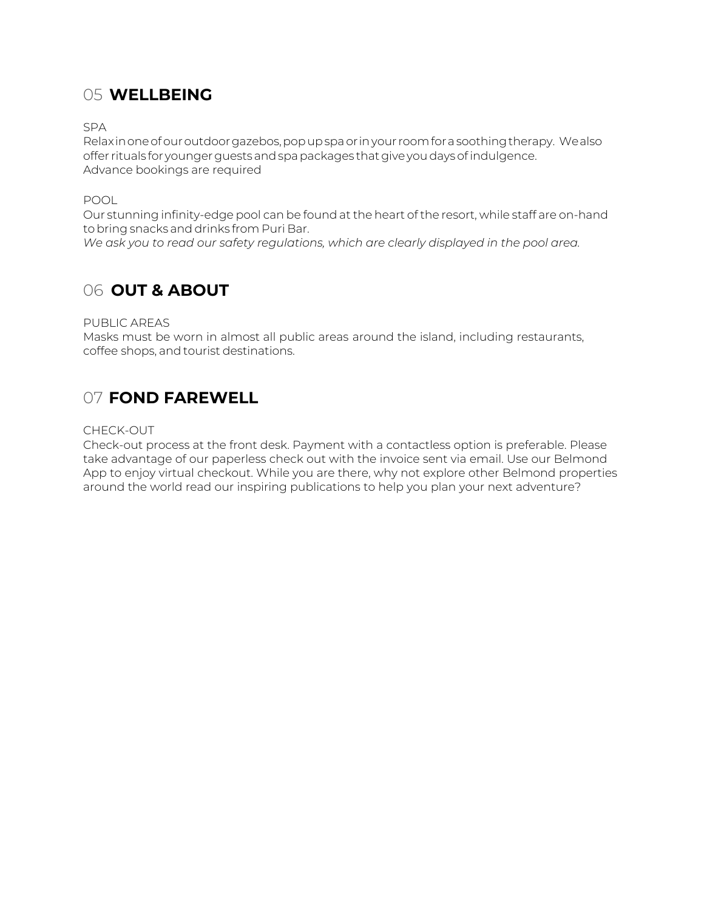## 05 **WELLBEING**

SPA

Relax in one of our outdoor gazebos, pop up spa or in your room for a soothing therapy. We also offer rituals for younger guests and spa packages that give you days of indulgence.
Advance bookings are required

POOL

Our stunning infinity-edge pool can be found at the heart of the resort, while staff are on-hand to bring snacks and drinks from Puri Bar.
*We ask you to read our safety regulations, which are clearly displayed in the pool area.*

## 06 **OUT & ABOUT**

PUBLIC AREAS

Masks must be worn in almost all public areas around the island, including restaurants, coffee shops, and tourist destinations.

## 07 **FOND FAREWELL**

CHECK-OUT

Check-out process at the front desk. Payment with a contactless option is preferable. Please take advantage of our paperless check out with the invoice sent via email. Use our Belmond App to enjoy virtual checkout. While you are there, why not explore other Belmond properties around the world read our inspiring publications to help you plan your next adventure?